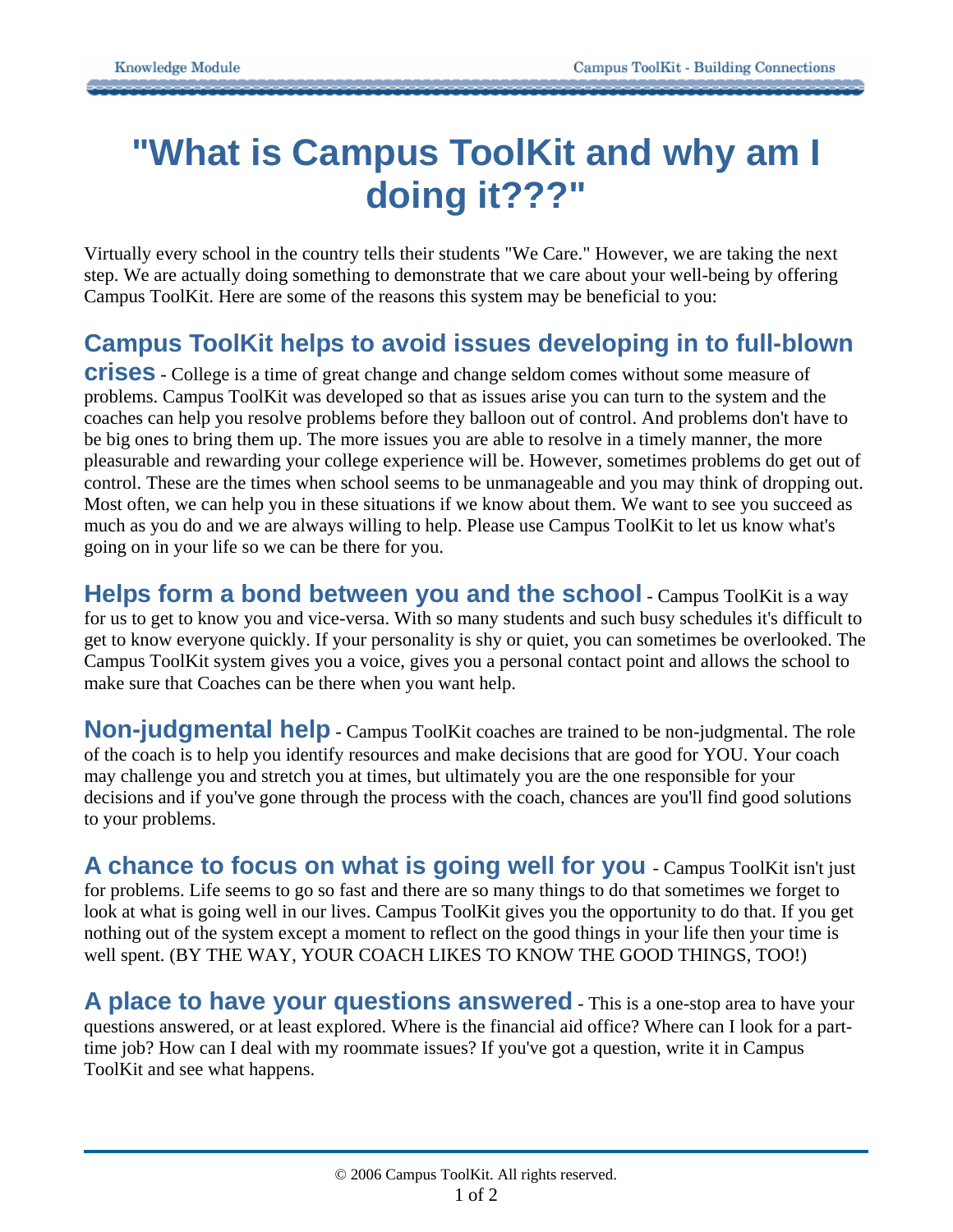# "What is Campus ToolKit and why am I doing it???"

Virtually every school in the country tells their students "We Care." However, we are taking the next step. We are actually doing something to demonstrate that we care about your well-being by offering Campus ToolKit. Here are some of the reasons this system may be beneficial to you:

**Campus ToolKit helps to avoid issues developing in to full-blown crises** - College is a time of great change and change seldom comes without some measure of problems. Campus ToolKit was developed so that as issues arise you can turn to the system and the coaches can help you resolve problems before they balloon out of control. And problems don't have to be big ones to bring them up. The more issues you are able to resolve in a timely manner, the more pleasurable and rewarding your college experience will be. However, sometimes problems do get out of control. These are the times when school seems to be unmanageable and you may think of dropping out. Most often, we can help you in these situations if we know about them. We want to see you succeed as much as you do and we are always willing to help. Please use Campus ToolKit to let us know what's going on in your life so we can be there for you.

**Helps form a bond between you and the school** - Campus ToolKit is a way for us to get to know you and vice-versa. With so many students and such busy schedules it's difficult to get to know everyone quickly. If your personality is shy or quiet, you can sometimes be overlooked. The Campus ToolKit system gives you a voice, gives you a personal contact point and allows the school to make sure that Coaches can be there when you want help.

**Non-judgmental help** - Campus ToolKit coaches are trained to be non-judgmental. The role of the coach is to help you identify resources and make decisions that are good for YOU. Your coach may challenge you and stretch you at times, but ultimately you are the one responsible for your decisions and if you've gone through the process with the coach, chances are you'll find good solutions to your problems.

**A chance to focus on what is going well for you** - Campus ToolKit isn't just for problems. Life seems to go so fast and there are so many things to do that sometimes we forget to look at what is going well in our lives. Campus ToolKit gives you the opportunity to do that. If you get nothing out of the system except a moment to reflect on the good things in your life then your time is well spent. (BY THE WAY, YOUR COACH LIKES TO KNOW THE GOOD THINGS, TOO!)

**A place to have your questions answered** - This is a one-stop area to have your questions answered, or at least explored. Where is the financial aid office? Where can I look for a part-time job? How can I deal with my roommate issues? If you've got a question, write it in Campus ToolKit and see what happens.

© 2006 Campus ToolKit. All rights reserved.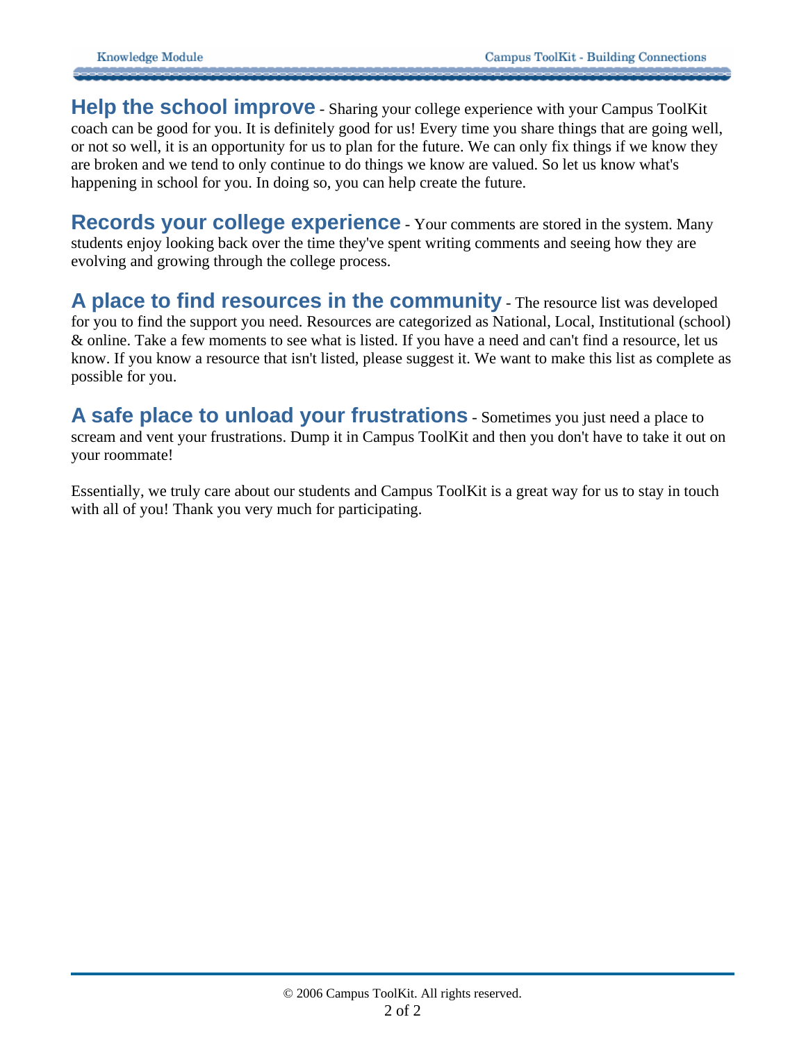**Help the school improve** - Sharing your college experience with your Campus ToolKit coach can be good for you. It is definitely good for us! Every time you share things that are going well, or not so well, it is an opportunity for us to plan for the future. We can only fix things if we know they are broken and we tend to only continue to do things we know are valued. So let us know what's happening in school for you. In doing so, you can help create the future.

**Records your college experience** - Your comments are stored in the system. Many students enjoy looking back over the time they've spent writing comments and seeing how they are evolving and growing through the college process.

**A place to find resources in the community** - The resource list was developed for you to find the support you need. Resources are categorized as National, Local, Institutional (school) & online. Take a few moments to see what is listed. If you have a need and can't find a resource, let us know. If you know a resource that isn't listed, please suggest it. We want to make this list as complete as possible for you.

**A safe place to unload your frustrations** - Sometimes you just need a place to scream and vent your frustrations. Dump it in Campus ToolKit and then you don't have to take it out on your roommate!

Essentially, we truly care about our students and Campus ToolKit is a great way for us to stay in touch with all of you! Thank you very much for participating.

© 2006 Campus ToolKit. All rights reserved.